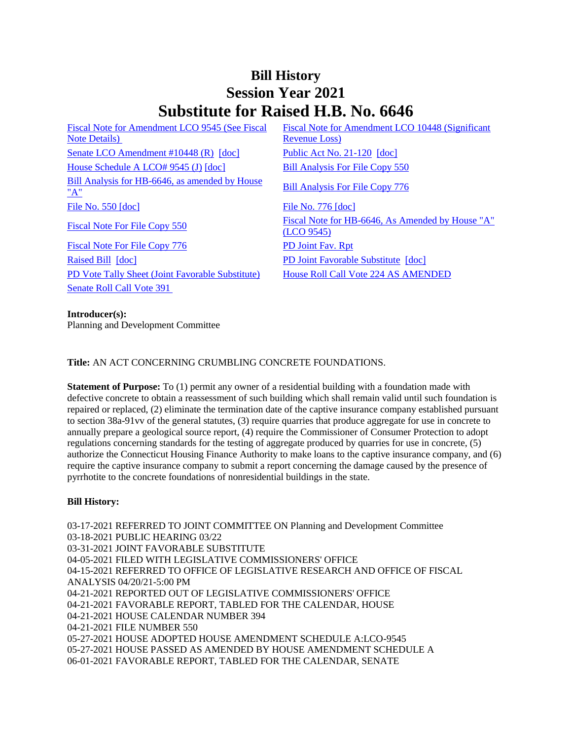# Bill History
# Session Year 2021
# Substitute for Raised H.B. No. 6646

| | |
|---|---|
| Fiscal Note for Amendment LCO 9545 (See Fiscal Note Details) | Fiscal Note for Amendment LCO 10448 (Significant Revenue Loss) |
| Senate LCO Amendment #10448 (R) [doc] | Public Act No. 21-120 [doc] |
| House Schedule A LCO# 9545 (J) [doc] | Bill Analysis For File Copy 550 |
| Bill Analysis for HB-6646, as amended by House "A" | Bill Analysis For File Copy 776 |
| File No. 550 [doc] | File No. 776 [doc] |
| Fiscal Note For File Copy 550 | Fiscal Note for HB-6646, As Amended by House "A" (LCO 9545) |
| Fiscal Note For File Copy 776 | PD Joint Fav. Rpt |
| Raised Bill [doc] | PD Joint Favorable Substitute [doc] |
| PD Vote Tally Sheet (Joint Favorable Substitute) | House Roll Call Vote 224 AS AMENDED |
| Senate Roll Call Vote 391 | |

**Introducer(s):**
Planning and Development Committee

**Title:** AN ACT CONCERNING CRUMBLING CONCRETE FOUNDATIONS.

**Statement of Purpose:** To (1) permit any owner of a residential building with a foundation made with defective concrete to obtain a reassessment of such building which shall remain valid until such foundation is repaired or replaced, (2) eliminate the termination date of the captive insurance company established pursuant to section 38a-91vv of the general statutes, (3) require quarries that produce aggregate for use in concrete to annually prepare a geological source report, (4) require the Commissioner of Consumer Protection to adopt regulations concerning standards for the testing of aggregate produced by quarries for use in concrete, (5) authorize the Connecticut Housing Finance Authority to make loans to the captive insurance company, and (6) require the captive insurance company to submit a report concerning the damage caused by the presence of pyrrhotite to the concrete foundations of nonresidential buildings in the state.

**Bill History:**

03-17-2021 REFERRED TO JOINT COMMITTEE ON Planning and Development Committee
03-18-2021 PUBLIC HEARING 03/22
03-31-2021 JOINT FAVORABLE SUBSTITUTE
04-05-2021 FILED WITH LEGISLATIVE COMMISSIONERS' OFFICE
04-15-2021 REFERRED TO OFFICE OF LEGISLATIVE RESEARCH AND OFFICE OF FISCAL ANALYSIS 04/20/21-5:00 PM
04-21-2021 REPORTED OUT OF LEGISLATIVE COMMISSIONERS' OFFICE
04-21-2021 FAVORABLE REPORT, TABLED FOR THE CALENDAR, HOUSE
04-21-2021 HOUSE CALENDAR NUMBER 394
04-21-2021 FILE NUMBER 550
05-27-2021 HOUSE ADOPTED HOUSE AMENDMENT SCHEDULE A:LCO-9545
05-27-2021 HOUSE PASSED AS AMENDED BY HOUSE AMENDMENT SCHEDULE A
06-01-2021 FAVORABLE REPORT, TABLED FOR THE CALENDAR, SENATE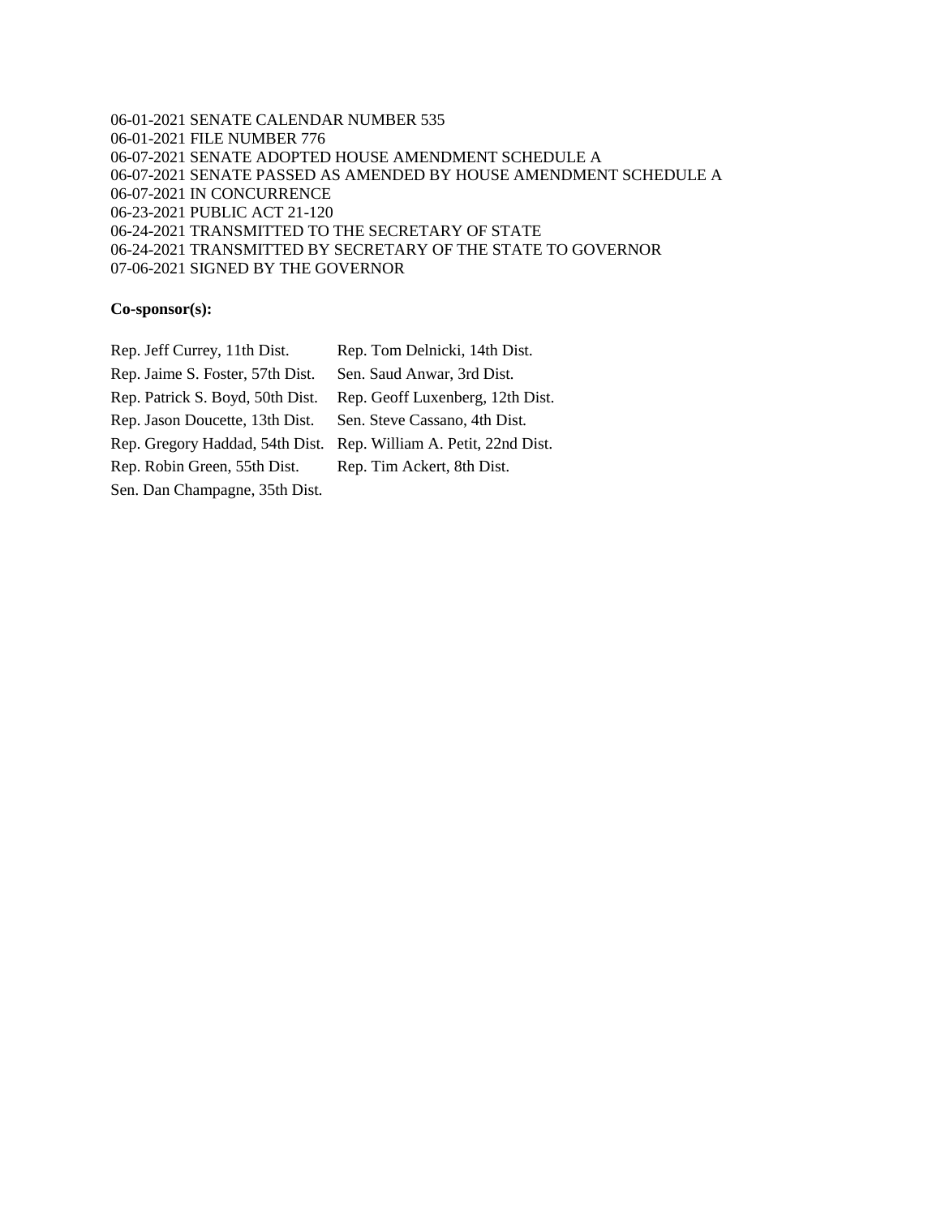06-01-2021 SENATE CALENDAR NUMBER 535
06-01-2021 FILE NUMBER 776
06-07-2021 SENATE ADOPTED HOUSE AMENDMENT SCHEDULE A
06-07-2021 SENATE PASSED AS AMENDED BY HOUSE AMENDMENT SCHEDULE A
06-07-2021 IN CONCURRENCE
06-23-2021 PUBLIC ACT 21-120
06-24-2021 TRANSMITTED TO THE SECRETARY OF STATE
06-24-2021 TRANSMITTED BY SECRETARY OF THE STATE TO GOVERNOR
07-06-2021 SIGNED BY THE GOVERNOR

**Co-sponsor(s):**

| | |
|---|---|
| Rep. Jeff Currey, 11th Dist. | Rep. Tom Delnicki, 14th Dist. |
| Rep. Jaime S. Foster, 57th Dist. | Sen. Saud Anwar, 3rd Dist. |
| Rep. Patrick S. Boyd, 50th Dist. | Rep. Geoff Luxenberg, 12th Dist. |
| Rep. Jason Doucette, 13th Dist. | Sen. Steve Cassano, 4th Dist. |
| Rep. Gregory Haddad, 54th Dist. | Rep. William A. Petit, 22nd Dist. |
| Rep. Robin Green, 55th Dist. | Rep. Tim Ackert, 8th Dist. |
| Sen. Dan Champagne, 35th Dist. | |